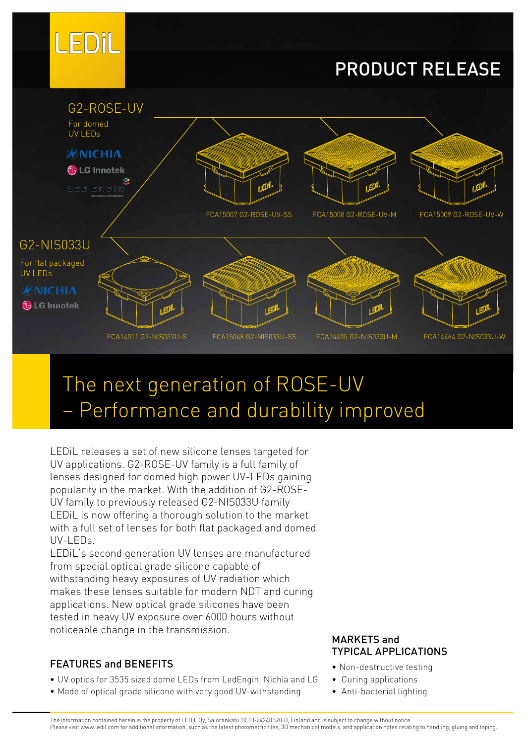LEDiL

# PRODUCT RELEASE

## G2-ROSE-UV

For domed UV LEDs

NICHIA
LG Innotek
LED ENGIN

FCA15007 G2-ROSE-UV-SS
FCA15008 G2-ROSE-UV-M
FCA15009 G2-ROSE-UV-W

## G2-NIS033U

For flat packaged UV LEDs

NICHIA
LG Innotek

FCA14011 G2-NIS033U-S
FCA15048 G2-NIS033U-SS
FCA14405 G2-NIS033U-M
FCA14464 G2-NIS033U-W

# The next generation of ROSE-UV – Performance and durability improved

LEDiL releases a set of new silicone lenses targeted for UV applications. G2-ROSE-UV family is a full family of lenses designed for domed high power UV-LEDs gaining popularity in the market. With the addition of G2-ROSE-UV family to previously released G2-NIS033U family LEDiL is now offering a thorough solution to the market with a full set of lenses for both flat packaged and domed UV-LEDs.

LEDiL's second generation UV lenses are manufactured from special optical grade silicone capable of withstanding heavy exposures of UV radiation which makes these lenses suitable for modern NDT and curing applications. New optical grade silicones have been tested in heavy UV exposure over 6000 hours without noticeable change in the transmission.

### FEATURES and BENEFITS

- UV optics for 3535 sized dome LEDs from LedEngin, Nichia and LG
- Made of optical grade silicone with very good UV-withstanding

### MARKETS and TYPICAL APPLICATIONS

- Non-destructive testing
- Curing applications
- Anti-bacterial lighting

The information contained herein is the property of LEDiL Oy, Salorankatu 10, FI-24240 SALO, Finland and is subject to change without notice.
Please visit www.ledil.com for additional information, such as the latest photometric files, 3D mechanical models, and application notes relating to handling, gluing and taping.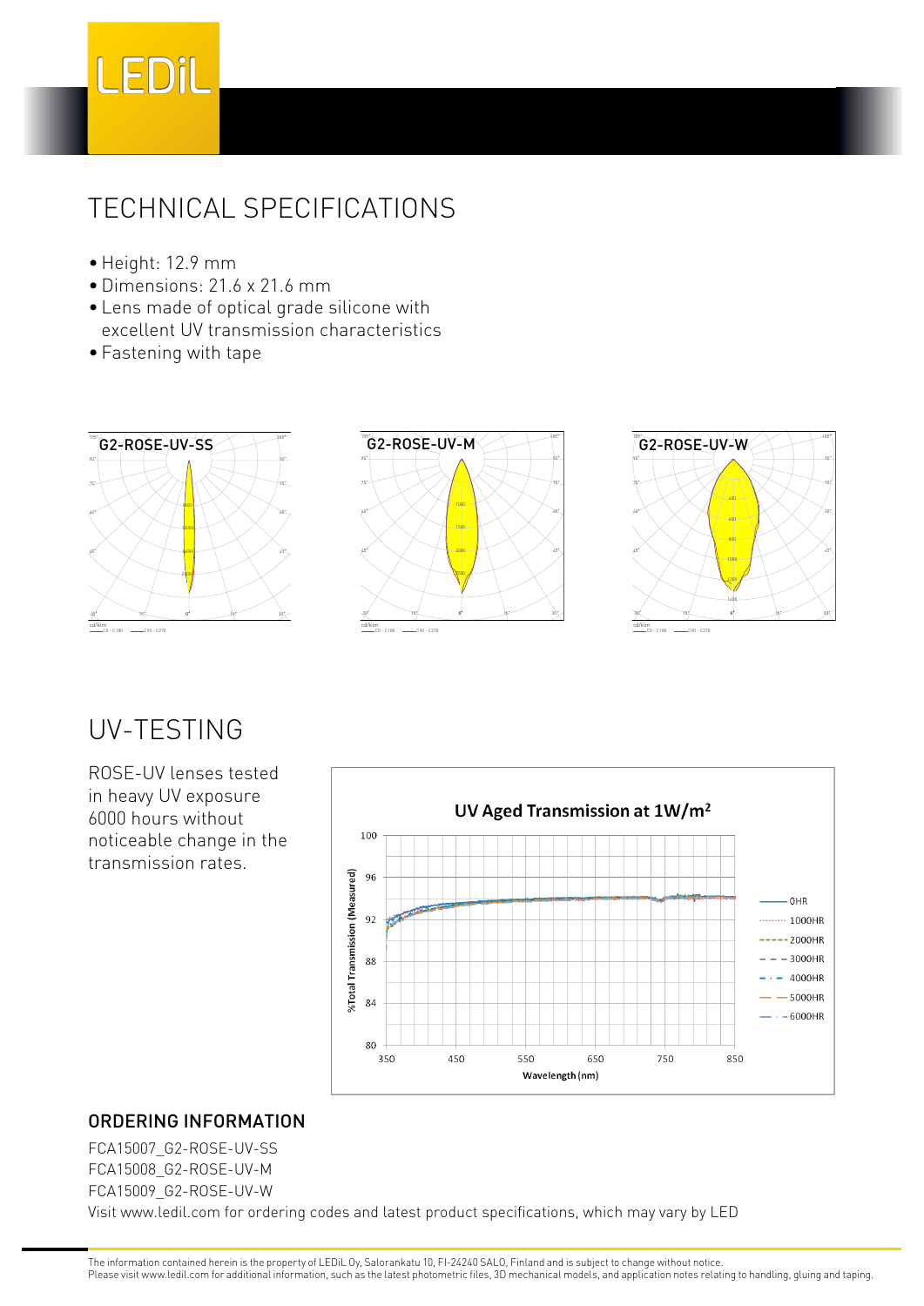# TECHNICAL SPECIFICATIONS

- Height: 12.9 mm
- Dimensions: 21.6 x 21.6 mm
- Lens made of optical grade silicone with excellent UV transmission characteristics
- Fastening with tape

G2-ROSE-UV-SS

G2-ROSE-UV-M

G2-ROSE-UV-W

# UV-TESTING

ROSE-UV lenses tested in heavy UV exposure 6000 hours without noticeable change in the transmission rates.

UV Aged Transmission at 1W/m²

%Total Transmission (Measured)

100
96
92
88
84
80

Wavelength (nm)

350
450
550
650
750
850

0HR
1000HR
2000HR
3000HR
4000HR
5000HR
6000HR

## ORDERING INFORMATION

FCA15007_G2-ROSE-UV-SS
FCA15008_G2-ROSE-UV-M
FCA15009_G2-ROSE-UV-W
Visit www.ledil.com for ordering codes and latest product specifications, which may vary by LED

The information contained herein is the property of LEDiL Oy, Salorankatu 10, FI-24240 SALO, Finland and is subject to change without notice.
Please visit www.ledil.com for additional information, such as the latest photometric files, 3D mechanical models, and application notes relating to handling, gluing and taping.